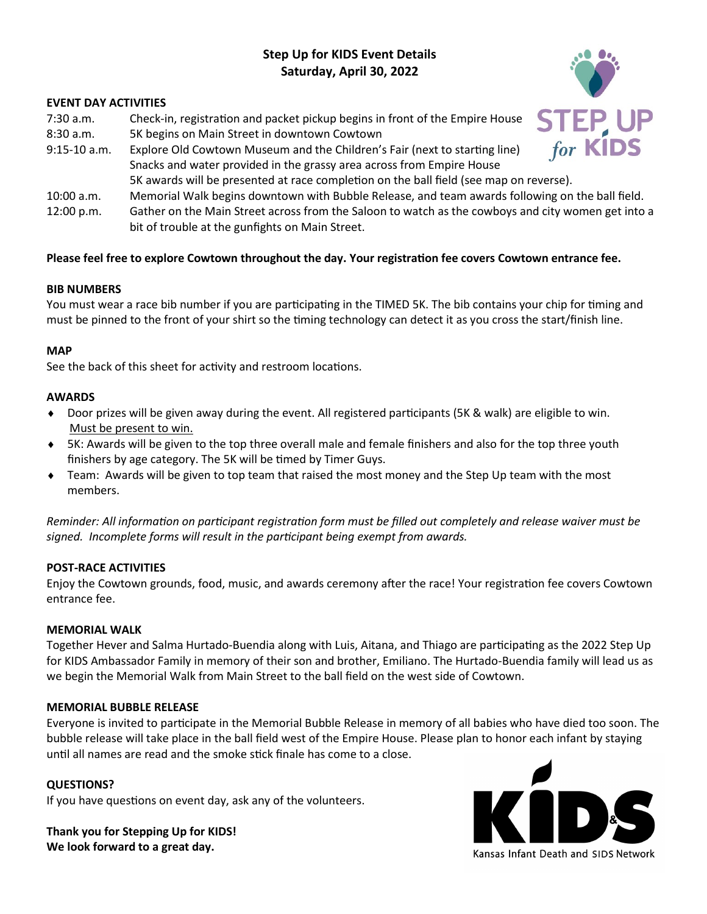# Step Up for KIDS Event Details
## Saturday, April 30, 2022

### EVENT DAY ACTIVITIES

| Time | Activity |
|---|---|
| 7:30 a.m. | Check-in, registration and packet pickup begins in front of the Empire House |
| 8:30 a.m. | 5K begins on Main Street in downtown Cowtown |
| 9:15-10 a.m. | Explore Old Cowtown Museum and the Children's Fair (next to starting line)<br>Snacks and water provided in the grassy area across from Empire House<br>5K awards will be presented at race completion on the ball field (see map on reverse). |
| 10:00 a.m. | Memorial Walk begins downtown with Bubble Release, and team awards following on the ball field. |
| 12:00 p.m. | Gather on the Main Street across from the Saloon to watch as the cowboys and city women get into a bit of trouble at the gunfights on Main Street. |

**Please feel free to explore Cowtown throughout the day. Your registration fee covers Cowtown entrance fee.**

### BIB NUMBERS
You must wear a race bib number if you are participating in the TIMED 5K. The bib contains your chip for timing and must be pinned to the front of your shirt so the timing technology can detect it as you cross the start/finish line.

### MAP
See the back of this sheet for activity and restroom locations.

### AWARDS
- Door prizes will be given away during the event. All registered participants (5K & walk) are eligible to win. <u>Must be present to win.</u>
- 5K: Awards will be given to the top three overall male and female finishers and also for the top three youth finishers by age category. The 5K will be timed by Timer Guys.
- Team: Awards will be given to top team that raised the most money and the Step Up team with the most members.

*Reminder: All information on participant registration form must be filled out completely and release waiver must be signed. Incomplete forms will result in the participant being exempt from awards.*

### POST-RACE ACTIVITIES
Enjoy the Cowtown grounds, food, music, and awards ceremony after the race! Your registration fee covers Cowtown entrance fee.

### MEMORIAL WALK
Together Hever and Salma Hurtado-Buendia along with Luis, Aitana, and Thiago are participating as the 2022 Step Up for KIDS Ambassador Family in memory of their son and brother, Emiliano. The Hurtado-Buendia family will lead us as we begin the Memorial Walk from Main Street to the ball field on the west side of Cowtown.

### MEMORIAL BUBBLE RELEASE
Everyone is invited to participate in the Memorial Bubble Release in memory of all babies who have died too soon. The bubble release will take place in the ball field west of the Empire House. Please plan to honor each infant by staying until all names are read and the smoke stick finale has come to a close.

### QUESTIONS?
If you have questions on event day, ask any of the volunteers.

**Thank you for Stepping Up for KIDS!**
**We look forward to a great day.**

KIDS
Kansas Infant Death and SIDS Network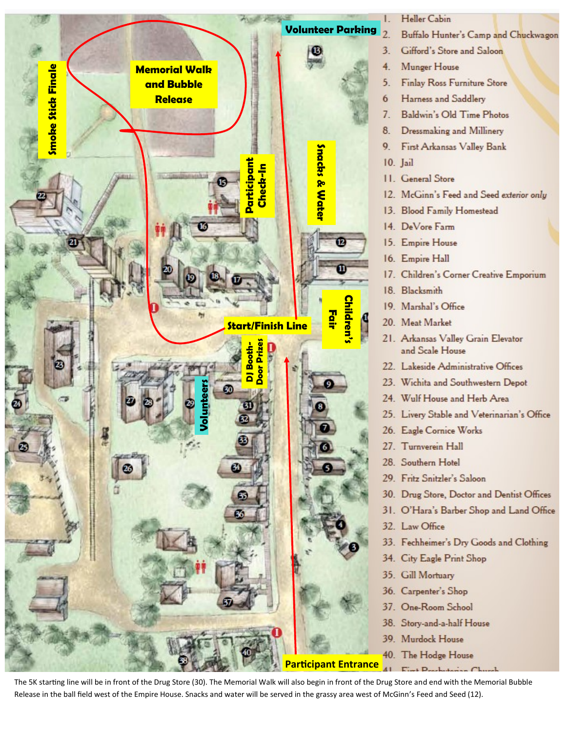Volunteer Parking

Memorial Walk and Bubble Release

Smoke Stick Finale

Participant Check-In

Snacks & Water

Start/Finish Line

Children's Fair

DJ Booth- Door Prizes

Volunteers

Participant Entrance

1. Heller Cabin
2. Buffalo Hunter's Camp and Chuckwagon
3. Gifford's Store and Saloon
4. Munger House
5. Finlay Ross Furniture Store
6. Harness and Saddlery
7. Baldwin's Old Time Photos
8. Dressmaking and Millinery
9. First Arkansas Valley Bank
10. Jail
11. General Store
12. McGinn's Feed and Seed *exterior only*
13. Blood Family Homestead
14. DeVore Farm
15. Empire House
16. Empire Hall
17. Children's Corner Creative Emporium
18. Blacksmith
19. Marshal's Office
20. Meat Market
21. Arkansas Valley Grain Elevator and Scale House
22. Lakeside Administrative Offices
23. Wichita and Southwestern Depot
24. Wulf House and Herb Area
25. Livery Stable and Veterinarian's Office
26. Eagle Cornice Works
27. Turnverein Hall
28. Southern Hotel
29. Fritz Snitzler's Saloon
30. Drug Store, Doctor and Dentist Offices
31. O'Hara's Barber Shop and Land Office
32. Law Office
33. Fechheimer's Dry Goods and Clothing
34. City Eagle Print Shop
35. Gill Mortuary
36. Carpenter's Shop
37. One-Room School
38. Story-and-a-half House
39. Murdock House
40. The Hodge House
41. First Presbyterian Church

The 5K starting line will be in front of the Drug Store (30). The Memorial Walk will also begin in front of the Drug Store and end with the Memorial Bubble Release in the ball field west of the Empire House. Snacks and water will be served in the grassy area west of McGinn's Feed and Seed (12).